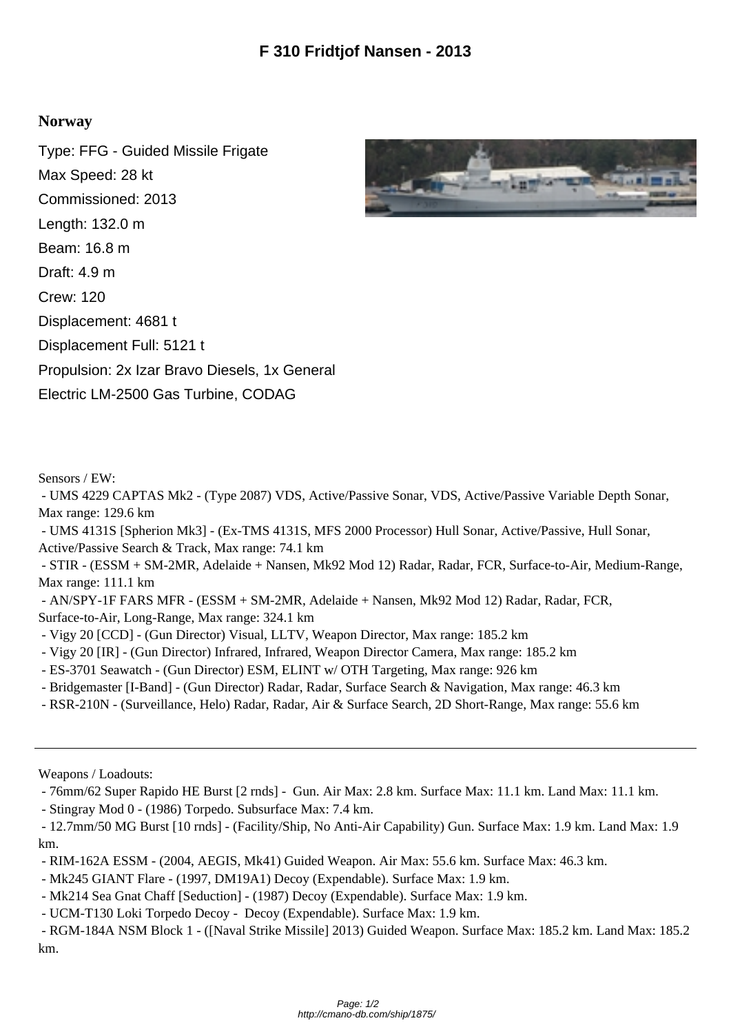# F 310 Fridtjof Nansen - 2013

**Norway**

Type: FFG - Guided Missile Frigate

Max Speed: 28 kt

Commissioned: 2013

Length: 132.0 m

Beam: 16.8 m

Draft: 4.9 m

Crew: 120

Displacement: 4681 t

Displacement Full: 5121 t

Propulsion: 2x Izar Bravo Diesels, 1x General Electric LM-2500 Gas Turbine, CODAG

Sensors / EW:

- UMS 4229 CAPTAS Mk2 - (Type 2087) VDS, Active/Passive Sonar, VDS, Active/Passive Variable Depth Sonar, Max range: 129.6 km
- UMS 4131S [Spherion Mk3] - (Ex-TMS 4131S, MFS 2000 Processor) Hull Sonar, Active/Passive, Hull Sonar, Active/Passive Search & Track, Max range: 74.1 km
- STIR - (ESSM + SM-2MR, Adelaide + Nansen, Mk92 Mod 12) Radar, Radar, FCR, Surface-to-Air, Medium-Range, Max range: 111.1 km
- AN/SPY-1F FARS MFR - (ESSM + SM-2MR, Adelaide + Nansen, Mk92 Mod 12) Radar, Radar, FCR, Surface-to-Air, Long-Range, Max range: 324.1 km
- Vigy 20 [CCD] - (Gun Director) Visual, LLTV, Weapon Director, Max range: 185.2 km
- Vigy 20 [IR] - (Gun Director) Infrared, Infrared, Weapon Director Camera, Max range: 185.2 km
- ES-3701 Seawatch - (Gun Director) ESM, ELINT w/ OTH Targeting, Max range: 926 km
- Bridgemaster [I-Band] - (Gun Director) Radar, Radar, Surface Search & Navigation, Max range: 46.3 km
- RSR-210N - (Surveillance, Helo) Radar, Radar, Air & Surface Search, 2D Short-Range, Max range: 55.6 km

---

Weapons / Loadouts:

- 76mm/62 Super Rapido HE Burst [2 rnds] - Gun. Air Max: 2.8 km. Surface Max: 11.1 km. Land Max: 11.1 km.
- Stingray Mod 0 - (1986) Torpedo. Subsurface Max: 7.4 km.
- 12.7mm/50 MG Burst [10 rnds] - (Facility/Ship, No Anti-Air Capability) Gun. Surface Max: 1.9 km. Land Max: 1.9 km.
- RIM-162A ESSM - (2004, AEGIS, Mk41) Guided Weapon. Air Max: 55.6 km. Surface Max: 46.3 km.
- Mk245 GIANT Flare - (1997, DM19A1) Decoy (Expendable). Surface Max: 1.9 km.
- Mk214 Sea Gnat Chaff [Seduction] - (1987) Decoy (Expendable). Surface Max: 1.9 km.
- UCM-T130 Loki Torpedo Decoy - Decoy (Expendable). Surface Max: 1.9 km.
- RGM-184A NSM Block 1 - ([Naval Strike Missile] 2013) Guided Weapon. Surface Max: 185.2 km. Land Max: 185.2 km.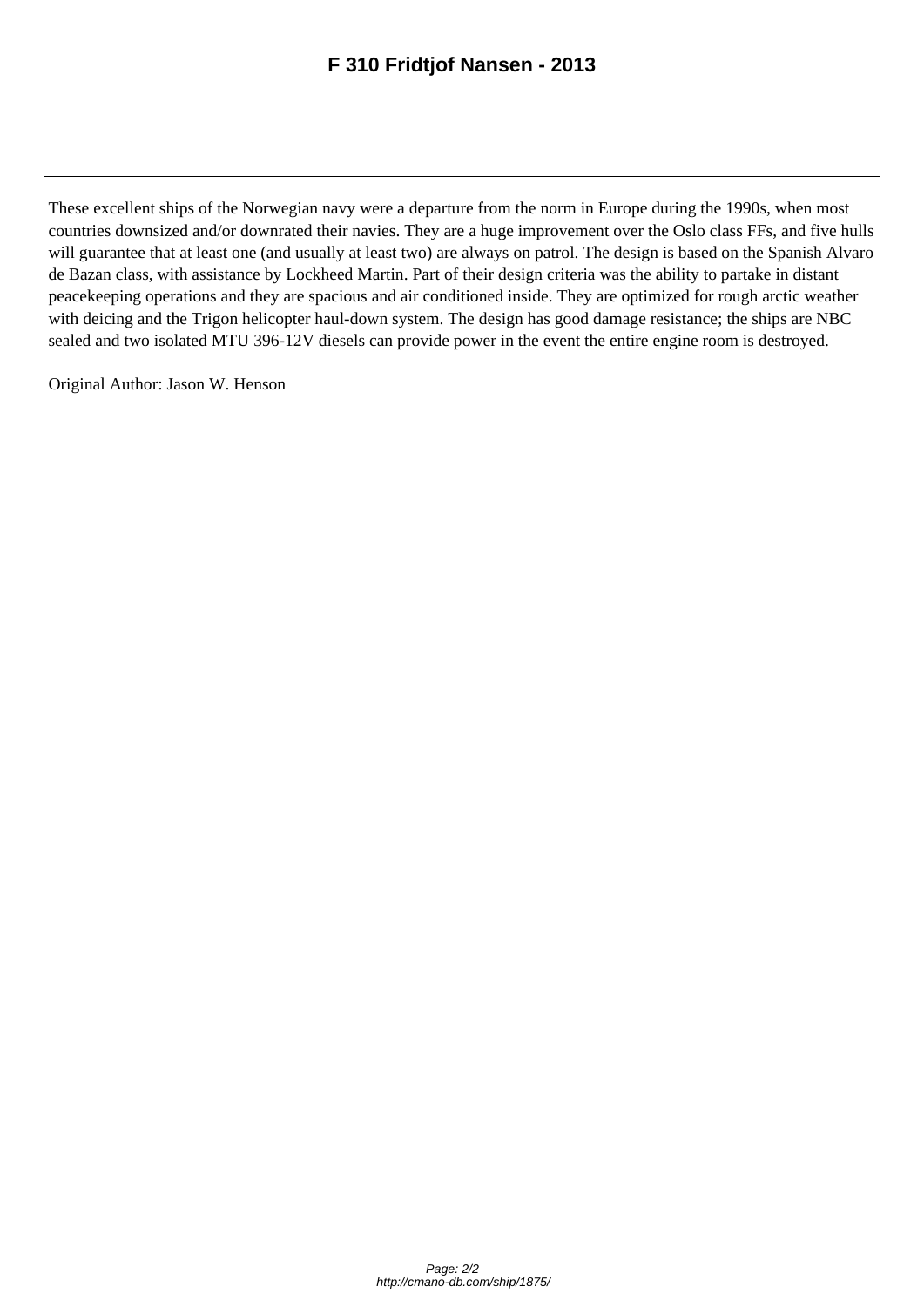These excellent ships of the Norwegian navy were a departure from the norm in Europe during the 1990s, when most countries downsized and/or downrated their navies. They are a huge improvement over the Oslo class FFs, and five hulls will guarantee that at least one (and usually at least two) are always on patrol. The design is based on the Spanish Alvaro de Bazan class, with assistance by Lockheed Martin. Part of their design criteria was the ability to partake in distant peacekeeping operations and they are spacious and air conditioned inside. They are optimized for rough arctic weather with deicing and the Trigon helicopter haul-down system. The design has good damage resistance; the ships are NBC sealed and two isolated MTU 396-12V diesels can provide power in the event the entire engine room is destroyed.

Original Author: Jason W. Henson